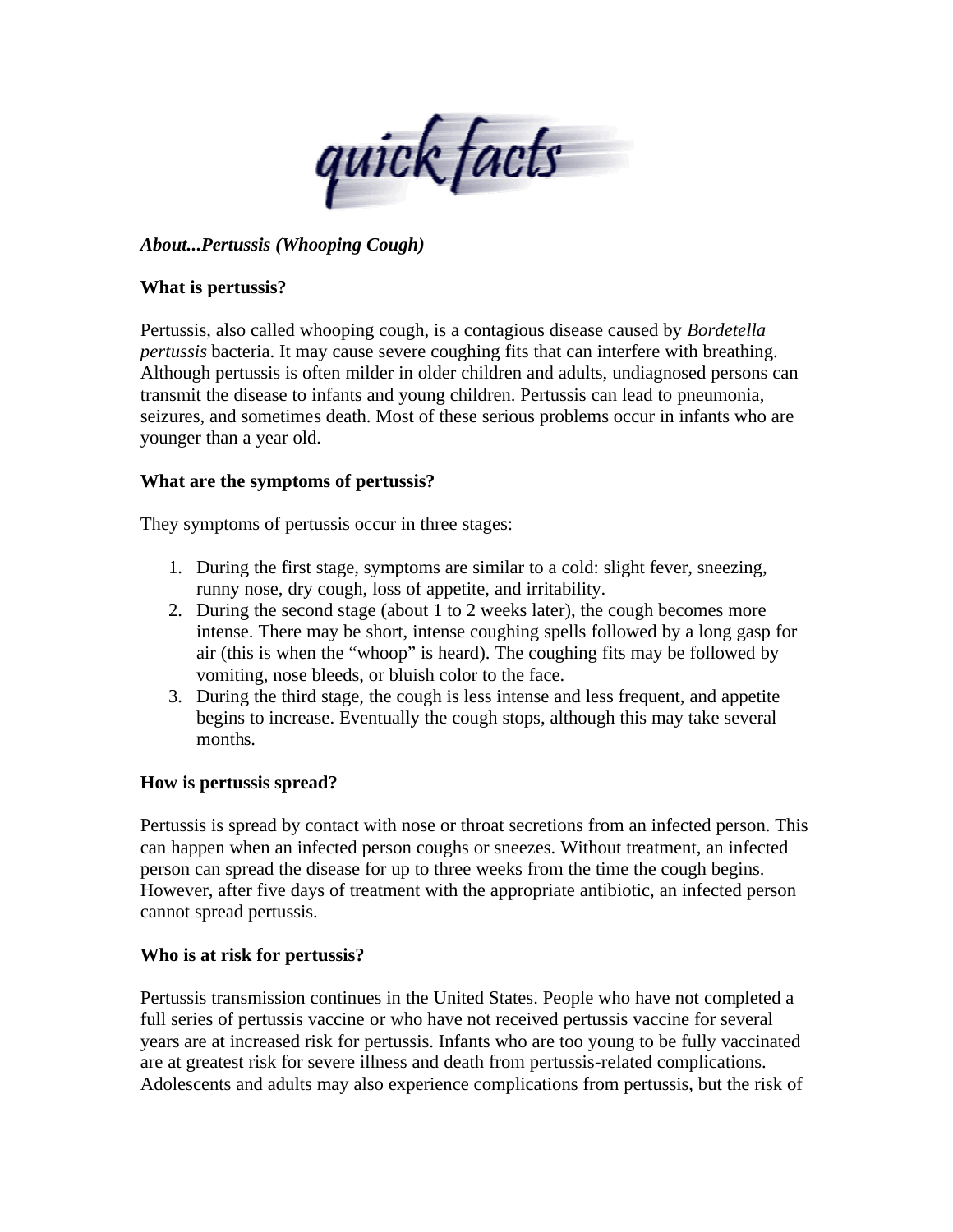quick facts

*About...Pertussis (Whooping Cough)*

**What is pertussis?**

Pertussis, also called whooping cough, is a contagious disease caused by *Bordetella pertussis* bacteria. It may cause severe coughing fits that can interfere with breathing. Although pertussis is often milder in older children and adults, undiagnosed persons can transmit the disease to infants and young children. Pertussis can lead to pneumonia, seizures, and sometimes death. Most of these serious problems occur in infants who are younger than a year old.

**What are the symptoms of pertussis?**

They symptoms of pertussis occur in three stages:

1. During the first stage, symptoms are similar to a cold: slight fever, sneezing, runny nose, dry cough, loss of appetite, and irritability.
2. During the second stage (about 1 to 2 weeks later), the cough becomes more intense. There may be short, intense coughing spells followed by a long gasp for air (this is when the "whoop" is heard). The coughing fits may be followed by vomiting, nose bleeds, or bluish color to the face.
3. During the third stage, the cough is less intense and less frequent, and appetite begins to increase. Eventually the cough stops, although this may take several months.

**How is pertussis spread?**

Pertussis is spread by contact with nose or throat secretions from an infected person. This can happen when an infected person coughs or sneezes. Without treatment, an infected person can spread the disease for up to three weeks from the time the cough begins. However, after five days of treatment with the appropriate antibiotic, an infected person cannot spread pertussis.

**Who is at risk for pertussis?**

Pertussis transmission continues in the United States. People who have not completed a full series of pertussis vaccine or who have not received pertussis vaccine for several years are at increased risk for pertussis. Infants who are too young to be fully vaccinated are at greatest risk for severe illness and death from pertussis-related complications. Adolescents and adults may also experience complications from pertussis, but the risk of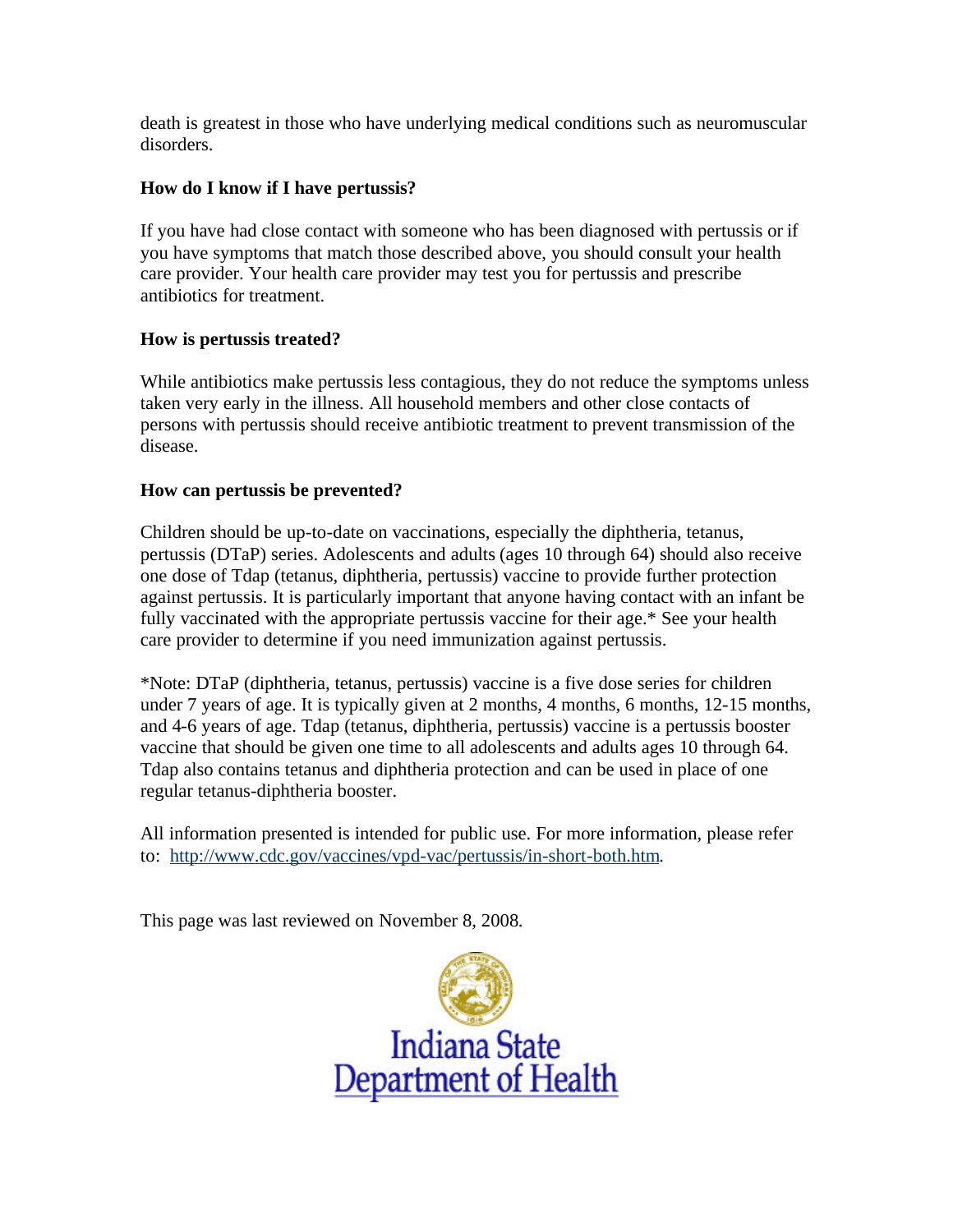death is greatest in those who have underlying medical conditions such as neuromuscular disorders.

**How do I know if I have pertussis?**

If you have had close contact with someone who has been diagnosed with pertussis or if you have symptoms that match those described above, you should consult your health care provider. Your health care provider may test you for pertussis and prescribe antibiotics for treatment.

**How is pertussis treated?**

While antibiotics make pertussis less contagious, they do not reduce the symptoms unless taken very early in the illness. All household members and other close contacts of persons with pertussis should receive antibiotic treatment to prevent transmission of the disease.

**How can pertussis be prevented?**

Children should be up-to-date on vaccinations, especially the diphtheria, tetanus, pertussis (DTaP) series. Adolescents and adults (ages 10 through 64) should also receive one dose of Tdap (tetanus, diphtheria, pertussis) vaccine to provide further protection against pertussis. It is particularly important that anyone having contact with an infant be fully vaccinated with the appropriate pertussis vaccine for their age.* See your health care provider to determine if you need immunization against pertussis.

*Note: DTaP (diphtheria, tetanus, pertussis) vaccine is a five dose series for children under 7 years of age. It is typically given at 2 months, 4 months, 6 months, 12-15 months, and 4-6 years of age. Tdap (tetanus, diphtheria, pertussis) vaccine is a pertussis booster vaccine that should be given one time to all adolescents and adults ages 10 through 64. Tdap also contains tetanus and diphtheria protection and can be used in place of one regular tetanus-diphtheria booster.

All information presented is intended for public use. For more information, please refer to: [http://www.cdc.gov/vaccines/vpd-vac/pertussis/in-short-both.htm](http://www.cdc.gov/vaccines/vpd-vac/pertussis/in-short-both.htm).

This page was last reviewed on November 8, 2008.

Indiana State Department of Health